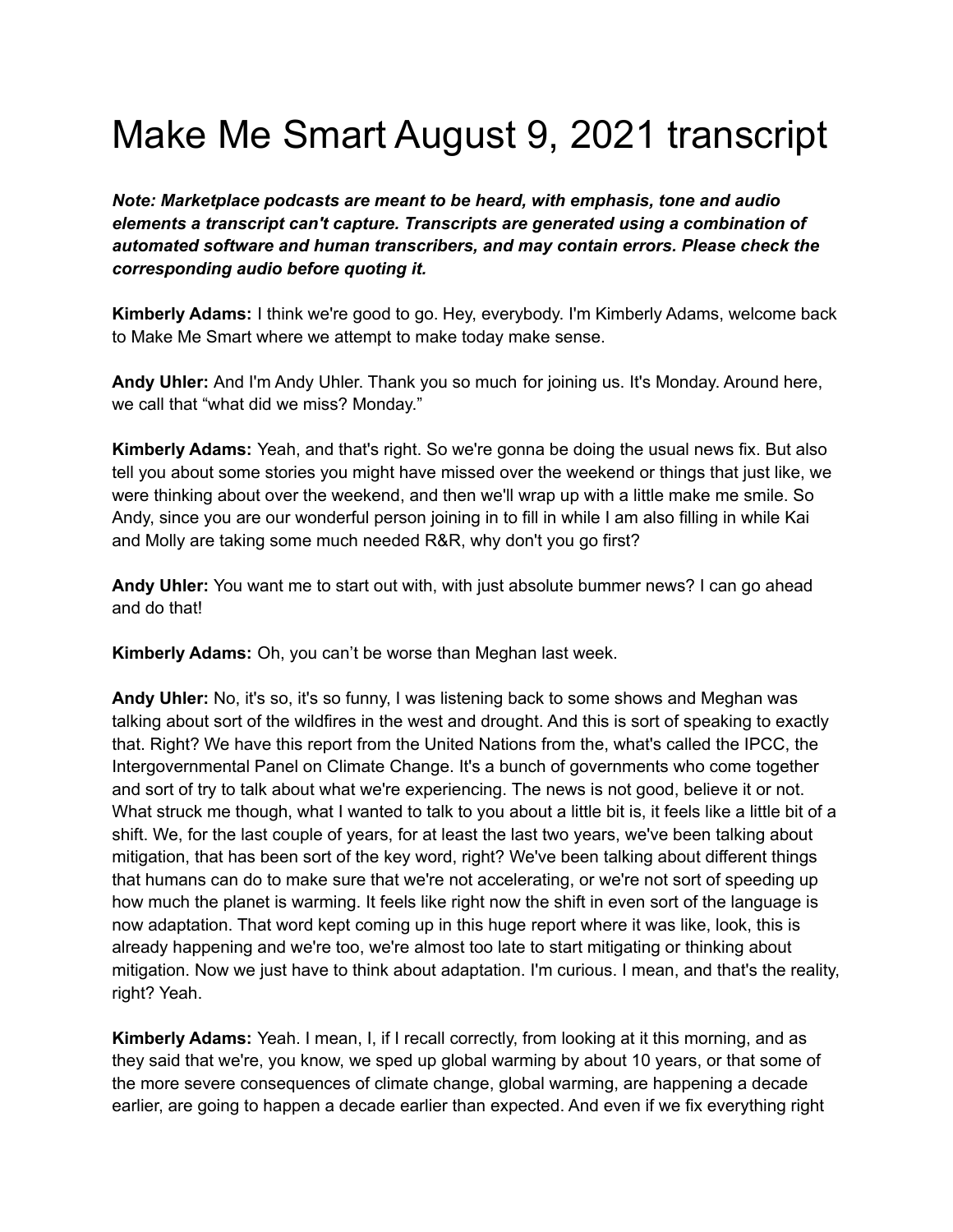# Make Me Smart August 9, 2021 transcript

***Note: Marketplace podcasts are meant to be heard, with emphasis, tone and audio elements a transcript can't capture. Transcripts are generated using a combination of automated software and human transcribers, and may contain errors. Please check the corresponding audio before quoting it.***

**Kimberly Adams:** I think we're good to go. Hey, everybody. I'm Kimberly Adams, welcome back to Make Me Smart where we attempt to make today make sense.

**Andy Uhler:** And I'm Andy Uhler. Thank you so much for joining us. It's Monday. Around here, we call that "what did we miss? Monday."

**Kimberly Adams:** Yeah, and that's right. So we're gonna be doing the usual news fix. But also tell you about some stories you might have missed over the weekend or things that just like, we were thinking about over the weekend, and then we'll wrap up with a little make me smile. So Andy, since you are our wonderful person joining in to fill in while I am also filling in while Kai and Molly are taking some much needed R&R, why don't you go first?

**Andy Uhler:** You want me to start out with, with just absolute bummer news? I can go ahead and do that!

**Kimberly Adams:** Oh, you can't be worse than Meghan last week.

**Andy Uhler:** No, it's so, it's so funny, I was listening back to some shows and Meghan was talking about sort of the wildfires in the west and drought. And this is sort of speaking to exactly that. Right? We have this report from the United Nations from the, what's called the IPCC, the Intergovernmental Panel on Climate Change. It's a bunch of governments who come together and sort of try to talk about what we're experiencing. The news is not good, believe it or not. What struck me though, what I wanted to talk to you about a little bit is, it feels like a little bit of a shift. We, for the last couple of years, for at least the last two years, we've been talking about mitigation, that has been sort of the key word, right? We've been talking about different things that humans can do to make sure that we're not accelerating, or we're not sort of speeding up how much the planet is warming. It feels like right now the shift in even sort of the language is now adaptation. That word kept coming up in this huge report where it was like, look, this is already happening and we're too, we're almost too late to start mitigating or thinking about mitigation. Now we just have to think about adaptation. I'm curious. I mean, and that's the reality, right? Yeah.

**Kimberly Adams:** Yeah. I mean, I, if I recall correctly, from looking at it this morning, and as they said that we're, you know, we sped up global warming by about 10 years, or that some of the more severe consequences of climate change, global warming, are happening a decade earlier, are going to happen a decade earlier than expected. And even if we fix everything right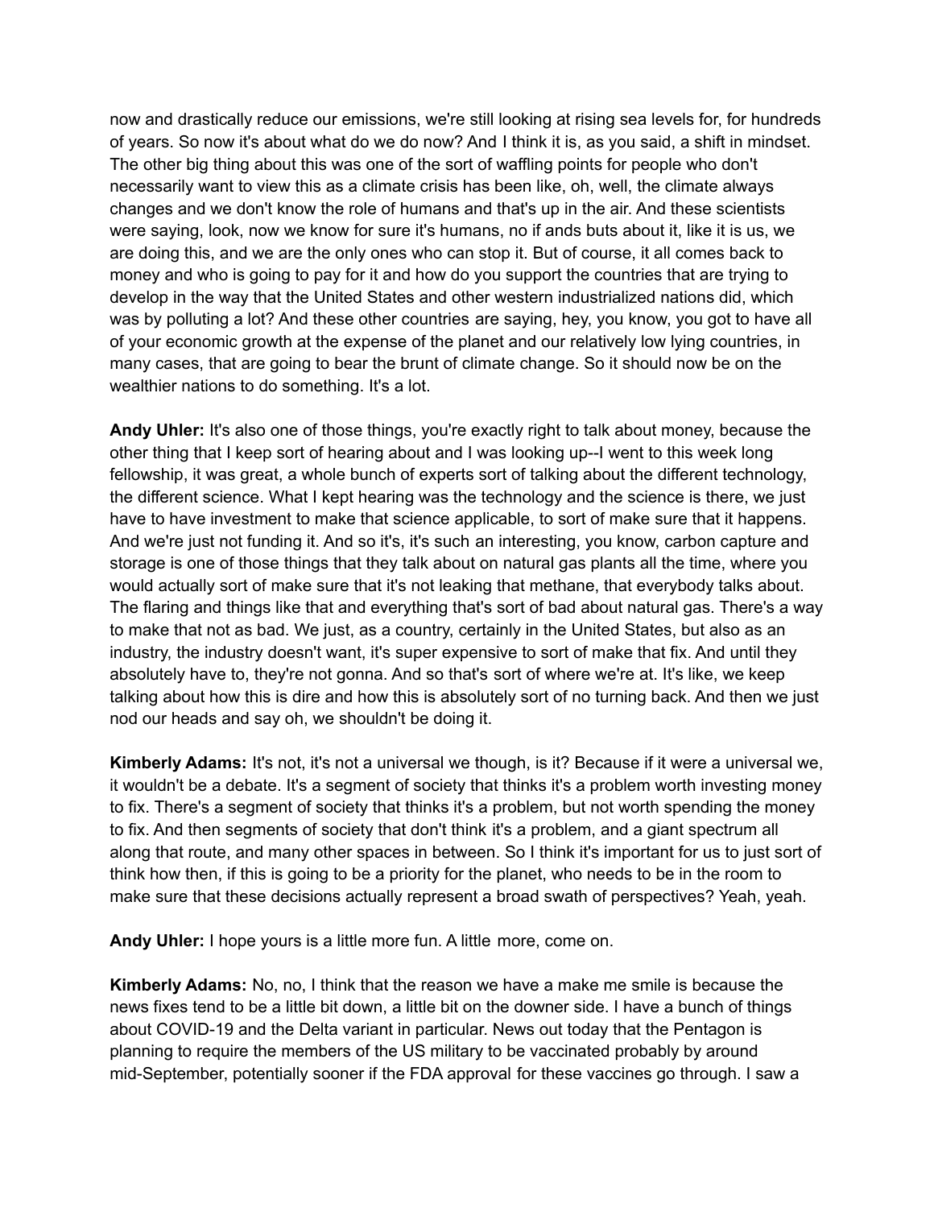now and drastically reduce our emissions, we're still looking at rising sea levels for, for hundreds of years. So now it's about what do we do now? And I think it is, as you said, a shift in mindset. The other big thing about this was one of the sort of waffling points for people who don't necessarily want to view this as a climate crisis has been like, oh, well, the climate always changes and we don't know the role of humans and that's up in the air. And these scientists were saying, look, now we know for sure it's humans, no if ands buts about it, like it is us, we are doing this, and we are the only ones who can stop it. But of course, it all comes back to money and who is going to pay for it and how do you support the countries that are trying to develop in the way that the United States and other western industrialized nations did, which was by polluting a lot? And these other countries are saying, hey, you know, you got to have all of your economic growth at the expense of the planet and our relatively low lying countries, in many cases, that are going to bear the brunt of climate change. So it should now be on the wealthier nations to do something. It's a lot.

**Andy Uhler:** It's also one of those things, you're exactly right to talk about money, because the other thing that I keep sort of hearing about and I was looking up--I went to this week long fellowship, it was great, a whole bunch of experts sort of talking about the different technology, the different science. What I kept hearing was the technology and the science is there, we just have to have investment to make that science applicable, to sort of make sure that it happens. And we're just not funding it. And so it's, it's such an interesting, you know, carbon capture and storage is one of those things that they talk about on natural gas plants all the time, where you would actually sort of make sure that it's not leaking that methane, that everybody talks about. The flaring and things like that and everything that's sort of bad about natural gas. There's a way to make that not as bad. We just, as a country, certainly in the United States, but also as an industry, the industry doesn't want, it's super expensive to sort of make that fix. And until they absolutely have to, they're not gonna. And so that's sort of where we're at. It's like, we keep talking about how this is dire and how this is absolutely sort of no turning back. And then we just nod our heads and say oh, we shouldn't be doing it.

**Kimberly Adams:** It's not, it's not a universal we though, is it? Because if it were a universal we, it wouldn't be a debate. It's a segment of society that thinks it's a problem worth investing money to fix. There's a segment of society that thinks it's a problem, but not worth spending the money to fix. And then segments of society that don't think it's a problem, and a giant spectrum all along that route, and many other spaces in between. So I think it's important for us to just sort of think how then, if this is going to be a priority for the planet, who needs to be in the room to make sure that these decisions actually represent a broad swath of perspectives? Yeah, yeah.

**Andy Uhler:** I hope yours is a little more fun. A little more, come on.

**Kimberly Adams:** No, no, I think that the reason we have a make me smile is because the news fixes tend to be a little bit down, a little bit on the downer side. I have a bunch of things about COVID-19 and the Delta variant in particular. News out today that the Pentagon is planning to require the members of the US military to be vaccinated probably by around mid-September, potentially sooner if the FDA approval for these vaccines go through. I saw a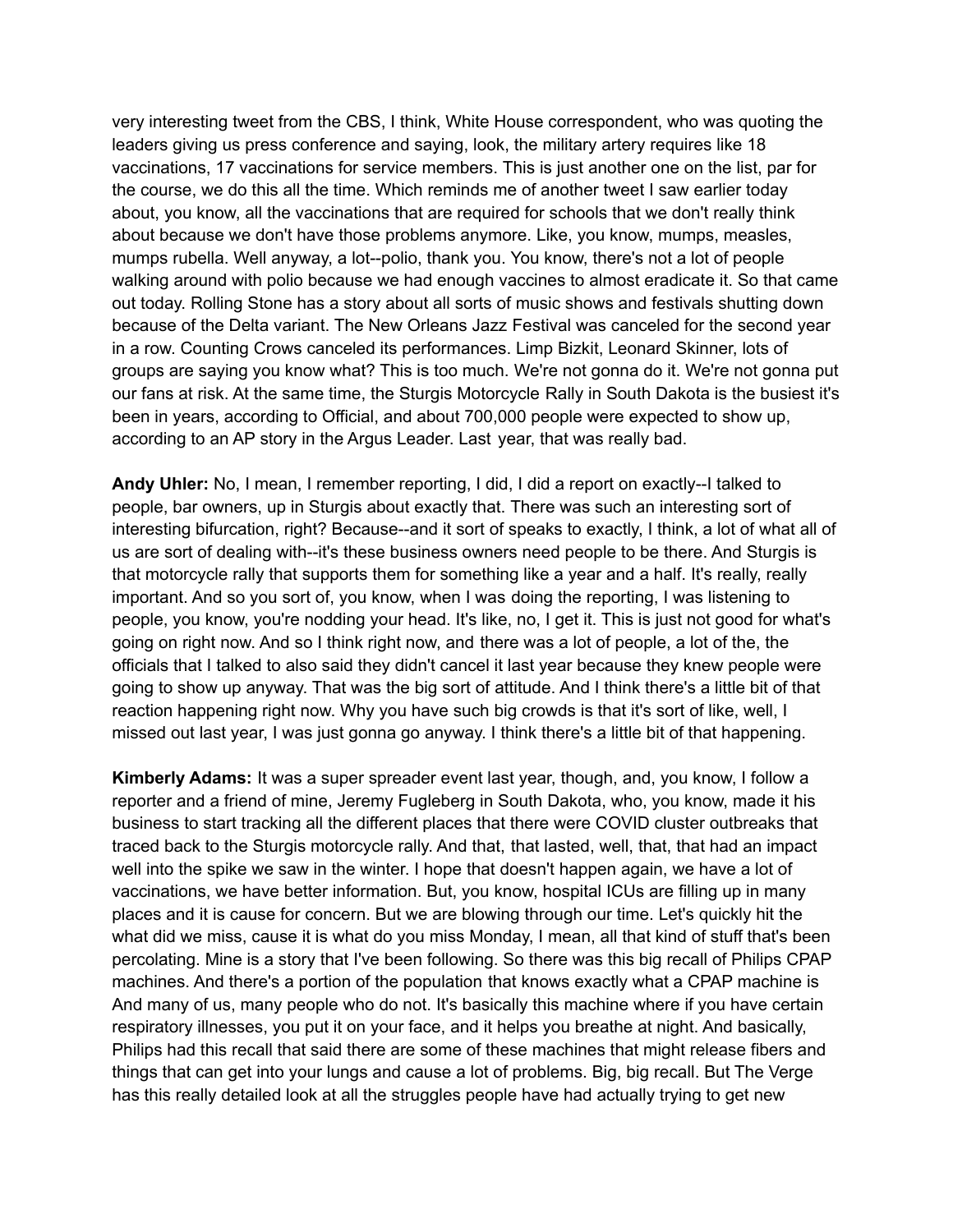very interesting tweet from the CBS, I think, White House correspondent, who was quoting the leaders giving us press conference and saying, look, the military artery requires like 18 vaccinations, 17 vaccinations for service members. This is just another one on the list, par for the course, we do this all the time. Which reminds me of another tweet I saw earlier today about, you know, all the vaccinations that are required for schools that we don't really think about because we don't have those problems anymore. Like, you know, mumps, measles, mumps rubella. Well anyway, a lot--polio, thank you. You know, there's not a lot of people walking around with polio because we had enough vaccines to almost eradicate it. So that came out today. Rolling Stone has a story about all sorts of music shows and festivals shutting down because of the Delta variant. The New Orleans Jazz Festival was canceled for the second year in a row. Counting Crows canceled its performances. Limp Bizkit, Leonard Skinner, lots of groups are saying you know what? This is too much. We're not gonna do it. We're not gonna put our fans at risk. At the same time, the Sturgis Motorcycle Rally in South Dakota is the busiest it's been in years, according to Official, and about 700,000 people were expected to show up, according to an AP story in the Argus Leader. Last year, that was really bad.

**Andy Uhler:** No, I mean, I remember reporting, I did, I did a report on exactly--I talked to people, bar owners, up in Sturgis about exactly that. There was such an interesting sort of interesting bifurcation, right? Because--and it sort of speaks to exactly, I think, a lot of what all of us are sort of dealing with--it's these business owners need people to be there. And Sturgis is that motorcycle rally that supports them for something like a year and a half. It's really, really important. And so you sort of, you know, when I was doing the reporting, I was listening to people, you know, you're nodding your head. It's like, no, I get it. This is just not good for what's going on right now. And so I think right now, and there was a lot of people, a lot of the, the officials that I talked to also said they didn't cancel it last year because they knew people were going to show up anyway. That was the big sort of attitude. And I think there's a little bit of that reaction happening right now. Why you have such big crowds is that it's sort of like, well, I missed out last year, I was just gonna go anyway. I think there's a little bit of that happening.

**Kimberly Adams:** It was a super spreader event last year, though, and, you know, I follow a reporter and a friend of mine, Jeremy Fugleberg in South Dakota, who, you know, made it his business to start tracking all the different places that there were COVID cluster outbreaks that traced back to the Sturgis motorcycle rally. And that, that lasted, well, that, that had an impact well into the spike we saw in the winter. I hope that doesn't happen again, we have a lot of vaccinations, we have better information. But, you know, hospital ICUs are filling up in many places and it is cause for concern. But we are blowing through our time. Let's quickly hit the what did we miss, cause it is what do you miss Monday, I mean, all that kind of stuff that's been percolating. Mine is a story that I've been following. So there was this big recall of Philips CPAP machines. And there's a portion of the population that knows exactly what a CPAP machine is And many of us, many people who do not. It's basically this machine where if you have certain respiratory illnesses, you put it on your face, and it helps you breathe at night. And basically, Philips had this recall that said there are some of these machines that might release fibers and things that can get into your lungs and cause a lot of problems. Big, big recall. But The Verge has this really detailed look at all the struggles people have had actually trying to get new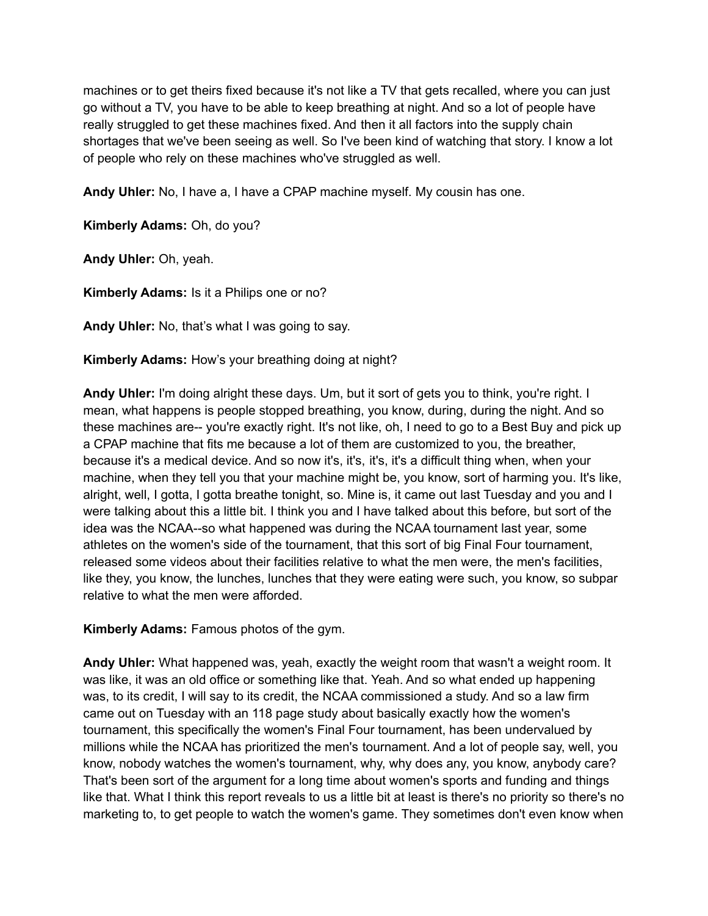machines or to get theirs fixed because it's not like a TV that gets recalled, where you can just go without a TV, you have to be able to keep breathing at night. And so a lot of people have really struggled to get these machines fixed. And then it all factors into the supply chain shortages that we've been seeing as well. So I've been kind of watching that story. I know a lot of people who rely on these machines who've struggled as well.

**Andy Uhler:** No, I have a, I have a CPAP machine myself. My cousin has one.

**Kimberly Adams:** Oh, do you?

**Andy Uhler:** Oh, yeah.

**Kimberly Adams:** Is it a Philips one or no?

**Andy Uhler:** No, that's what I was going to say.

**Kimberly Adams:** How's your breathing doing at night?

**Andy Uhler:** I'm doing alright these days. Um, but it sort of gets you to think, you're right. I mean, what happens is people stopped breathing, you know, during, during the night. And so these machines are-- you're exactly right. It's not like, oh, I need to go to a Best Buy and pick up a CPAP machine that fits me because a lot of them are customized to you, the breather, because it's a medical device. And so now it's, it's, it's, it's a difficult thing when, when your machine, when they tell you that your machine might be, you know, sort of harming you. It's like, alright, well, I gotta, I gotta breathe tonight, so. Mine is, it came out last Tuesday and you and I were talking about this a little bit. I think you and I have talked about this before, but sort of the idea was the NCAA--so what happened was during the NCAA tournament last year, some athletes on the women's side of the tournament, that this sort of big Final Four tournament, released some videos about their facilities relative to what the men were, the men's facilities, like they, you know, the lunches, lunches that they were eating were such, you know, so subpar relative to what the men were afforded.

**Kimberly Adams:** Famous photos of the gym.

**Andy Uhler:** What happened was, yeah, exactly the weight room that wasn't a weight room. It was like, it was an old office or something like that. Yeah. And so what ended up happening was, to its credit, I will say to its credit, the NCAA commissioned a study. And so a law firm came out on Tuesday with an 118 page study about basically exactly how the women's tournament, this specifically the women's Final Four tournament, has been undervalued by millions while the NCAA has prioritized the men's tournament. And a lot of people say, well, you know, nobody watches the women's tournament, why, why does any, you know, anybody care? That's been sort of the argument for a long time about women's sports and funding and things like that. What I think this report reveals to us a little bit at least is there's no priority so there's no marketing to, to get people to watch the women's game. They sometimes don't even know when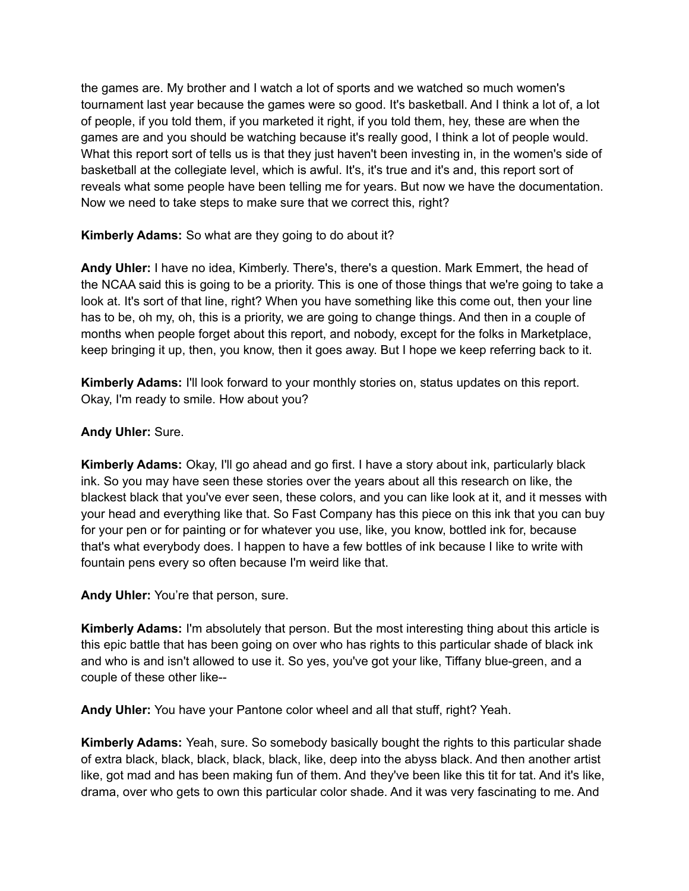the games are. My brother and I watch a lot of sports and we watched so much women's tournament last year because the games were so good. It's basketball. And I think a lot of, a lot of people, if you told them, if you marketed it right, if you told them, hey, these are when the games are and you should be watching because it's really good, I think a lot of people would. What this report sort of tells us is that they just haven't been investing in, in the women's side of basketball at the collegiate level, which is awful. It's, it's true and it's and, this report sort of reveals what some people have been telling me for years. But now we have the documentation. Now we need to take steps to make sure that we correct this, right?

**Kimberly Adams:** So what are they going to do about it?

**Andy Uhler:** I have no idea, Kimberly. There's, there's a question. Mark Emmert, the head of the NCAA said this is going to be a priority. This is one of those things that we're going to take a look at. It's sort of that line, right? When you have something like this come out, then your line has to be, oh my, oh, this is a priority, we are going to change things. And then in a couple of months when people forget about this report, and nobody, except for the folks in Marketplace, keep bringing it up, then, you know, then it goes away. But I hope we keep referring back to it.

**Kimberly Adams:** I'll look forward to your monthly stories on, status updates on this report. Okay, I'm ready to smile. How about you?

**Andy Uhler:** Sure.

**Kimberly Adams:** Okay, I'll go ahead and go first. I have a story about ink, particularly black ink. So you may have seen these stories over the years about all this research on like, the blackest black that you've ever seen, these colors, and you can like look at it, and it messes with your head and everything like that. So Fast Company has this piece on this ink that you can buy for your pen or for painting or for whatever you use, like, you know, bottled ink for, because that's what everybody does. I happen to have a few bottles of ink because I like to write with fountain pens every so often because I'm weird like that.

**Andy Uhler:** You're that person, sure.

**Kimberly Adams:** I'm absolutely that person. But the most interesting thing about this article is this epic battle that has been going on over who has rights to this particular shade of black ink and who is and isn't allowed to use it. So yes, you've got your like, Tiffany blue-green, and a couple of these other like--

**Andy Uhler:** You have your Pantone color wheel and all that stuff, right? Yeah.

**Kimberly Adams:** Yeah, sure. So somebody basically bought the rights to this particular shade of extra black, black, black, black, black, like, deep into the abyss black. And then another artist like, got mad and has been making fun of them. And they've been like this tit for tat. And it's like, drama, over who gets to own this particular color shade. And it was very fascinating to me. And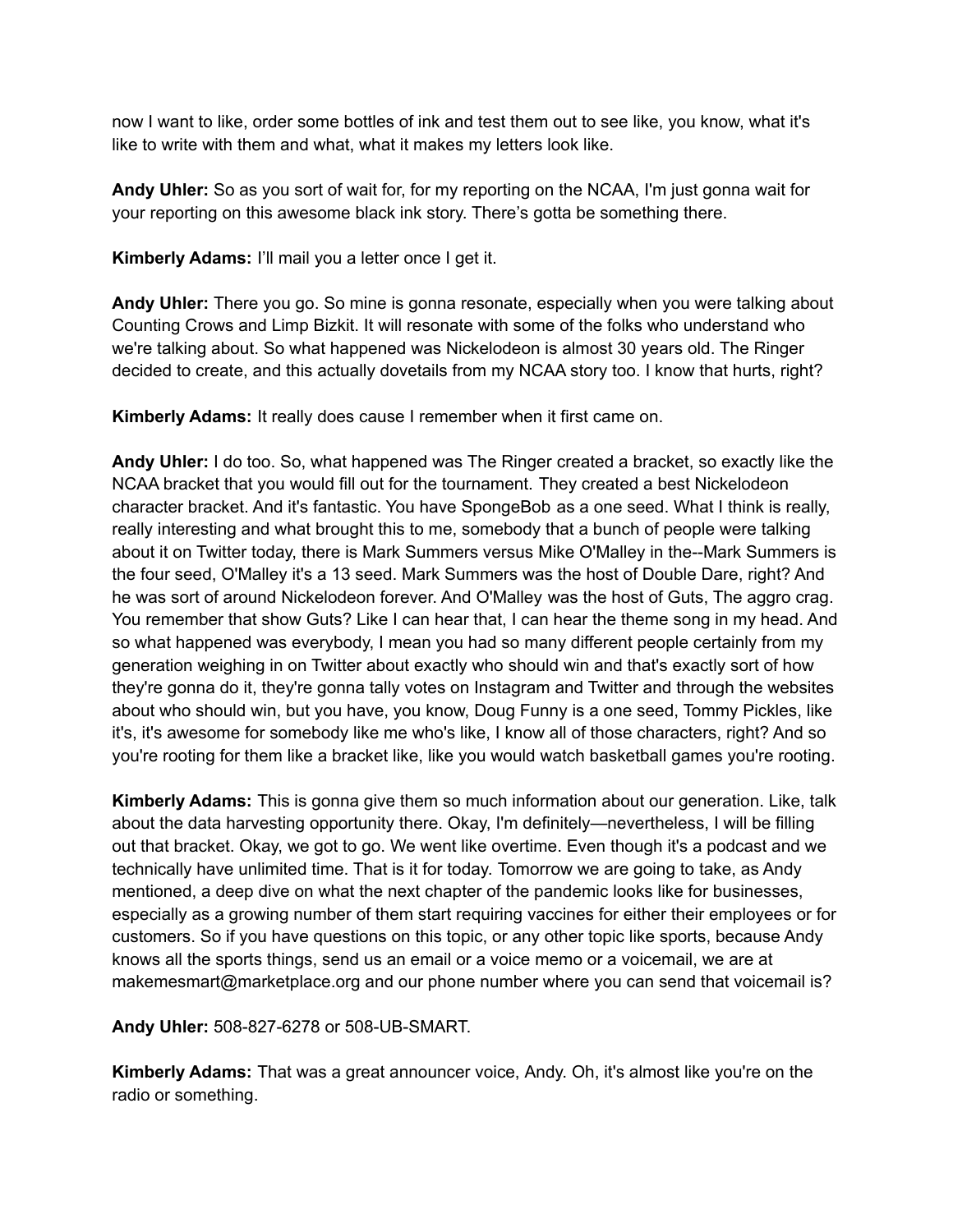now I want to like, order some bottles of ink and test them out to see like, you know, what it's like to write with them and what, what it makes my letters look like.

**Andy Uhler:** So as you sort of wait for, for my reporting on the NCAA, I'm just gonna wait for your reporting on this awesome black ink story. There's gotta be something there.

**Kimberly Adams:** I'll mail you a letter once I get it.

**Andy Uhler:** There you go. So mine is gonna resonate, especially when you were talking about Counting Crows and Limp Bizkit. It will resonate with some of the folks who understand who we're talking about. So what happened was Nickelodeon is almost 30 years old. The Ringer decided to create, and this actually dovetails from my NCAA story too. I know that hurts, right?

**Kimberly Adams:** It really does cause I remember when it first came on.

**Andy Uhler:** I do too. So, what happened was The Ringer created a bracket, so exactly like the NCAA bracket that you would fill out for the tournament. They created a best Nickelodeon character bracket. And it's fantastic. You have SpongeBob as a one seed. What I think is really, really interesting and what brought this to me, somebody that a bunch of people were talking about it on Twitter today, there is Mark Summers versus Mike O'Malley in the--Mark Summers is the four seed, O'Malley it's a 13 seed. Mark Summers was the host of Double Dare, right? And he was sort of around Nickelodeon forever. And O'Malley was the host of Guts, The aggro crag. You remember that show Guts? Like I can hear that, I can hear the theme song in my head. And so what happened was everybody, I mean you had so many different people certainly from my generation weighing in on Twitter about exactly who should win and that's exactly sort of how they're gonna do it, they're gonna tally votes on Instagram and Twitter and through the websites about who should win, but you have, you know, Doug Funny is a one seed, Tommy Pickles, like it's, it's awesome for somebody like me who's like, I know all of those characters, right? And so you're rooting for them like a bracket like, like you would watch basketball games you're rooting.

**Kimberly Adams:** This is gonna give them so much information about our generation. Like, talk about the data harvesting opportunity there. Okay, I'm definitely—nevertheless, I will be filling out that bracket. Okay, we got to go. We went like overtime. Even though it's a podcast and we technically have unlimited time. That is it for today. Tomorrow we are going to take, as Andy mentioned, a deep dive on what the next chapter of the pandemic looks like for businesses, especially as a growing number of them start requiring vaccines for either their employees or for customers. So if you have questions on this topic, or any other topic like sports, because Andy knows all the sports things, send us an email or a voice memo or a voicemail, we are at makemesmart@marketplace.org and our phone number where you can send that voicemail is?

**Andy Uhler:** 508-827-6278 or 508-UB-SMART.

**Kimberly Adams:** That was a great announcer voice, Andy. Oh, it's almost like you're on the radio or something.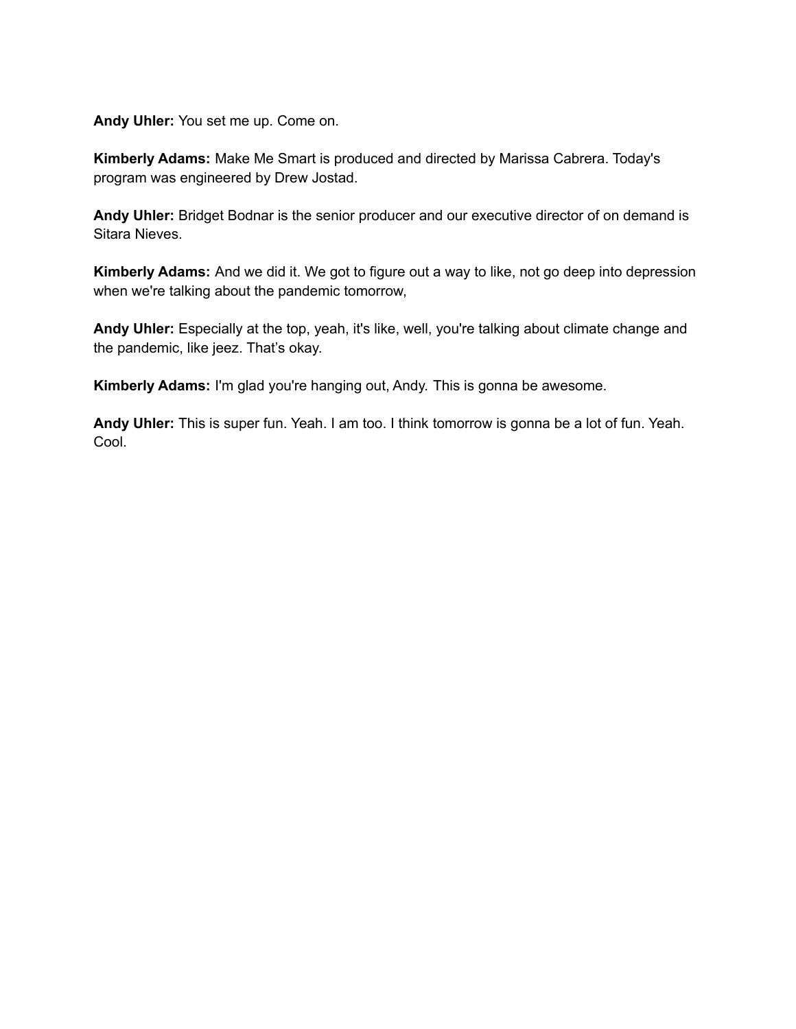**Andy Uhler:** You set me up. Come on.

**Kimberly Adams:** Make Me Smart is produced and directed by Marissa Cabrera. Today's program was engineered by Drew Jostad.

**Andy Uhler:** Bridget Bodnar is the senior producer and our executive director of on demand is Sitara Nieves.

**Kimberly Adams:** And we did it. We got to figure out a way to like, not go deep into depression when we're talking about the pandemic tomorrow,

**Andy Uhler:** Especially at the top, yeah, it's like, well, you're talking about climate change and the pandemic, like jeez. That's okay.

**Kimberly Adams:** I'm glad you're hanging out, Andy. This is gonna be awesome.

**Andy Uhler:** This is super fun. Yeah. I am too. I think tomorrow is gonna be a lot of fun. Yeah. Cool.